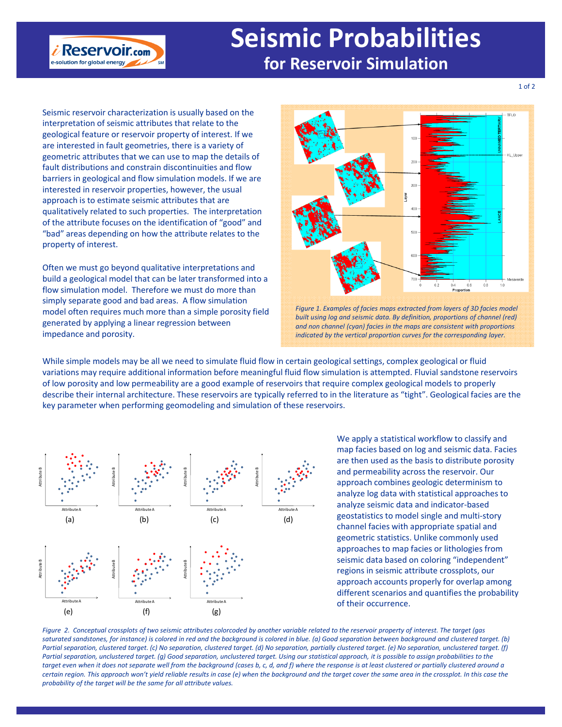# Seismic Probabilities

## for Reservoir Simulation

Seismic reservoir characterization is usually based on the interpretation of seismic attributes that relate to the geological feature or reservoir property of interest. If we are interested in fault geometries, there is a variety of geometric attributes that we can use to map the details of fault distributions and constrain discontinuities and flow barriers in geological and flow simulation models. If we are interested in reservoir properties, however, the usual approach is to estimate seismic attributes that are qualitatively related to such properties. The interpretation of the attribute focuses on the identification of "good" and "bad" areas depending on how the attribute relates to the property of interest.

Often we must go beyond qualitative interpretations and build a geological model that can be later transformed into a flow simulation model. Therefore we must do more than simply separate good and bad areas. A flow simulation model often requires much more than a simple porosity field generated by applying a linear regression between impedance and porosity.

*Figure 1. Examples of facies maps extracted from layers of 3D facies model built using log and seismic data. By definition, proportions of channel (red) and non channel (cyan) facies in the maps are consistent with proportions indicated by the vertical proportion curves for the corresponding layer.*

While simple models may be all we need to simulate fluid flow in certain geological settings, complex geological or fluid variations may require additional information before meaningful fluid flow simulation is attempted. Fluvial sandstone reservoirs of low porosity and low permeability are a good example of reservoirs that require complex geological models to properly describe their internal architecture. These reservoirs are typically referred to in the literature as "tight". Geological facies are the key parameter when performing geomodeling and simulation of these reservoirs.

We apply a statistical workflow to classify and map facies based on log and seismic data. Facies are then used as the basis to distribute porosity and permeability across the reservoir. Our approach combines geologic determinism to analyze log data with statistical approaches to analyze seismic data and indicator-based geostatistics to model single and multi-story channel facies with appropriate spatial and geometric statistics. Unlike commonly used approaches to map facies or lithologies from seismic data based on coloring "independent" regions in seismic attribute crossplots, our approach accounts properly for overlap among different scenarios and quantifies the probability of their occurrence.

*Figure 2. Conceptual crossplots of two seismic attributes colorcoded by another variable related to the reservoir property of interest. The target (gas saturated sandstones, for instance) is colored in red and the background is colored in blue. (a) Good separation between background and clustered target. (b) Partial separation, clustered target. (c) No separation, clustered target. (d) No separation, partially clustered target. (e) No separation, unclustered target. (f) Partial separation, unclustered target. (g) Good separation, unclustered target. Using our statistical approach, it is possible to assign probabilities to the target even when it does not separate well from the background (cases b, c, d, and f) where the response is at least clustered or partially clustered around a certain region. This approach won't yield reliable results in case (e) when the background and the target cover the same area in the crossplot. In this case the probability of the target will be the same for all attribute values.*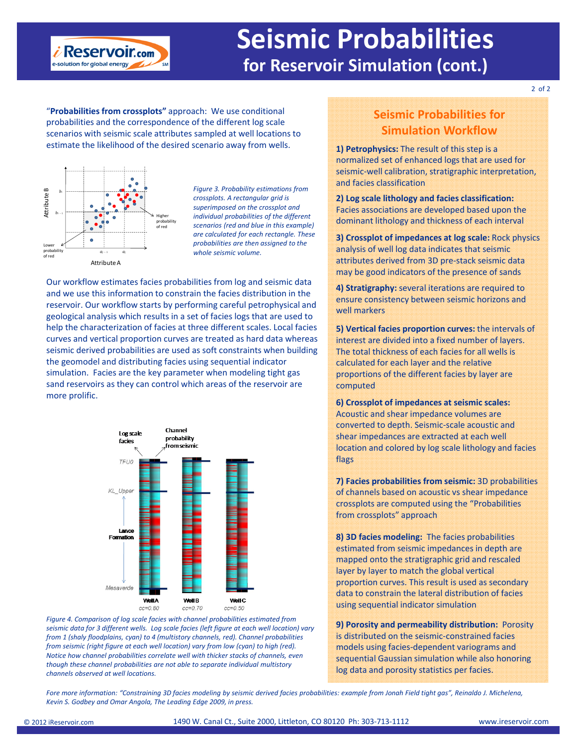# Seismic Probabilities
## for Reservoir Simulation (cont.)

"**Probabilities from crossplots"** approach: We use conditional probabilities and the correspondence of the different log scale scenarios with seismic scale attributes sampled at well locations to estimate the likelihood of the desired scenario away from wells.

Attribute B

Attribute A

Higher probability of red

Lower probability of red

*Figure 3. Probability estimations from crossplots. A rectangular grid is superimposed on the crossplot and individual probabilities of the different scenarios (red and blue in this example) are calculated for each rectangle. These probabilities are then assigned to the whole seismic volume.*

Our workflow estimates facies probabilities from log and seismic data and we use this information to constrain the facies distribution in the reservoir. Our workflow starts by performing careful petrophysical and geological analysis which results in a set of facies logs that are used to help the characterization of facies at three different scales. Local facies curves and vertical proportion curves are treated as hard data whereas seismic derived probabilities are used as soft constraints when building the geomodel and distributing facies using sequential indicator simulation. Facies are the key parameter when modeling tight gas sand reservoirs as they can control which areas of the reservoir are more prolific.

Log scale facies

Channel probability from seismic

TFU0

KL_Upper

Lance Formation

Mesaverde

Well A cc=0.80

Well B cc=0.70

Well C cc=0.50

*Figure 4. Comparison of log scale facies with channel probabilities estimated from seismic data for 3 different wells. Log scale facies (left figure at each well location) vary from 1 (shaly floodplains, cyan) to 4 (multistory channels, red). Channel probabilities from seismic (right figure at each well location) vary from low (cyan) to high (red). Notice how channel probabilities correlate well with thicker stacks of channels, even though these channel probabilities are not able to separate individual multistory channels observed at well locations.*

## Seismic Probabilities for Simulation Workflow

**1) Petrophysics:** The result of this step is a normalized set of enhanced logs that are used for seismic-well calibration, stratigraphic interpretation, and facies classification

**2) Log scale lithology and facies classification:** Facies associations are developed based upon the dominant lithology and thickness of each interval

**3) Crossplot of impedances at log scale:** Rock physics analysis of well log data indicates that seismic attributes derived from 3D pre-stack seismic data may be good indicators of the presence of sands

**4) Stratigraphy:** several iterations are required to ensure consistency between seismic horizons and well markers

**5) Vertical facies proportion curves:** the intervals of interest are divided into a fixed number of layers. The total thickness of each facies for all wells is calculated for each layer and the relative proportions of the different facies by layer are computed

**6) Crossplot of impedances at seismic scales:** Acoustic and shear impedance volumes are converted to depth. Seismic-scale acoustic and shear impedances are extracted at each well location and colored by log scale lithology and facies flags

**7) Facies probabilities from seismic:** 3D probabilities of channels based on acoustic vs shear impedance crossplots are computed using the "Probabilities from crossplots" approach

**8) 3D facies modeling:** The facies probabilities estimated from seismic impedances in depth are mapped onto the stratigraphic grid and rescaled layer by layer to match the global vertical proportion curves. This result is used as secondary data to constrain the lateral distribution of facies using sequential indicator simulation

**9) Porosity and permeability distribution:** Porosity is distributed on the seismic-constrained facies models using facies-dependent variograms and sequential Gaussian simulation while also honoring log data and porosity statistics per facies.

*Fore more information: "Constraining 3D facies modeling by seismic derived facies probabilities: example from Jonah Field tight gas", Reinaldo J. Michelena, Kevin S. Godbey and Omar Angola, The Leading Edge 2009, in press.*

© 2012 iReservoir.com 1490 W. Canal Ct., Suite 2000, Littleton, CO 80120 Ph: 303-713-1112 www.ireservoir.com